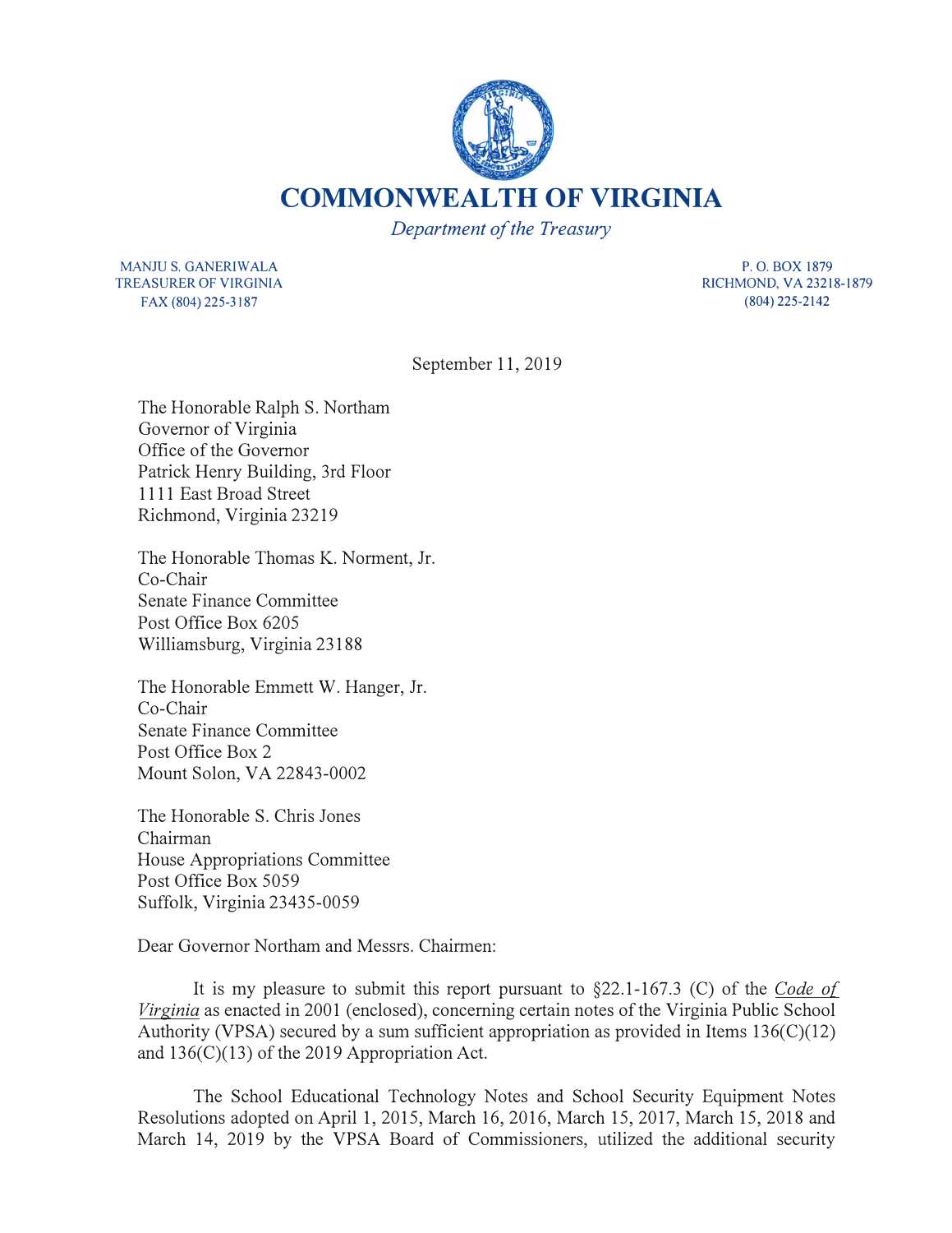# COMMONWEALTH OF VIRGINIA

*Department of the Treasury*

MANJU S. GANERIWALA
TREASURER OF VIRGINIA
FAX (804) 225-3187

P. O. BOX 1879
RICHMOND, VA 23218-1879
(804) 225-2142

September 11, 2019

The Honorable Ralph S. Northam
Governor of Virginia
Office of the Governor
Patrick Henry Building, 3rd Floor
1111 East Broad Street
Richmond, Virginia 23219

The Honorable Thomas K. Norment, Jr.
Co-Chair
Senate Finance Committee
Post Office Box 6205
Williamsburg, Virginia 23188

The Honorable Emmett W. Hanger, Jr.
Co-Chair
Senate Finance Committee
Post Office Box 2
Mount Solon, VA 22843-0002

The Honorable S. Chris Jones
Chairman
House Appropriations Committee
Post Office Box 5059
Suffolk, Virginia 23435-0059

Dear Governor Northam and Messrs. Chairmen:

It is my pleasure to submit this report pursuant to §22.1-167.3 (C) of the *Code of Virginia* as enacted in 2001 (enclosed), concerning certain notes of the Virginia Public School Authority (VPSA) secured by a sum sufficient appropriation as provided in Items 136(C)(12) and 136(C)(13) of the 2019 Appropriation Act.

The School Educational Technology Notes and School Security Equipment Notes Resolutions adopted on April 1, 2015, March 16, 2016, March 15, 2017, March 15, 2018 and March 14, 2019 by the VPSA Board of Commissioners, utilized the additional security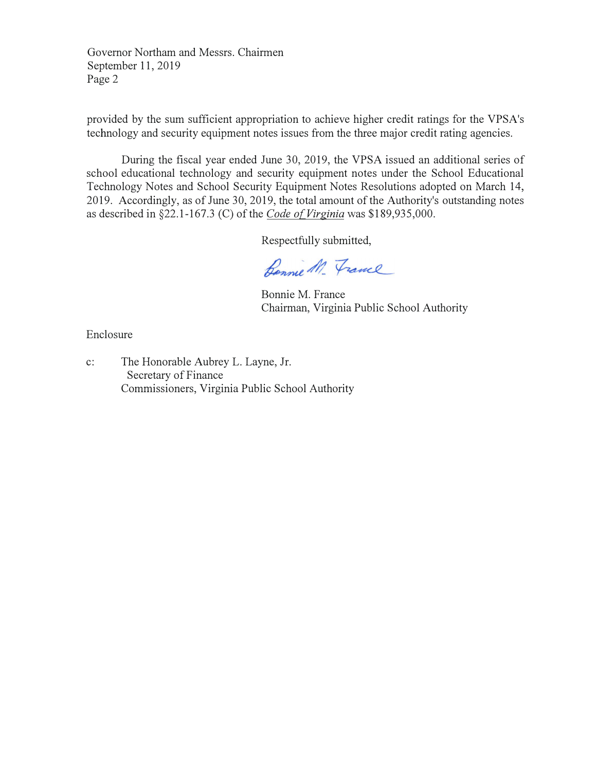provided by the sum sufficient appropriation to achieve higher credit ratings for the VPSA's technology and security equipment notes issues from the three major credit rating agencies.

During the fiscal year ended June 30, 2019, the VPSA issued an additional series of school educational technology and security equipment notes under the School Educational Technology Notes and School Security Equipment Notes Resolutions adopted on March 14, 2019. Accordingly, as of June 30, 2019, the total amount of the Authority's outstanding notes as described in §22.1-167.3 (C) of the *Code of Virginia* was $189,935,000.

Respectfully submitted,

Bonnie M. France
Chairman, Virginia Public School Authority

Enclosure

c: The Honorable Aubrey L. Layne, Jr.
Secretary of Finance
Commissioners, Virginia Public School Authority